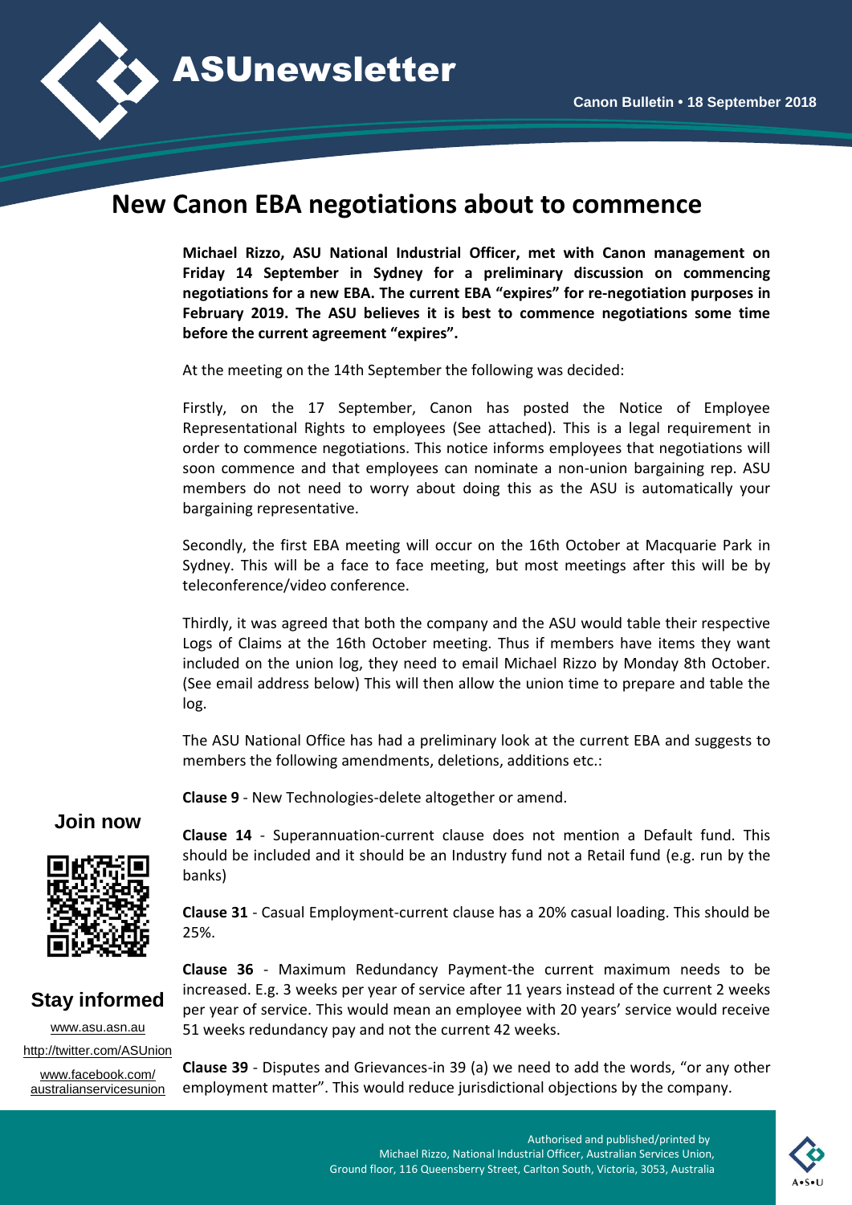# ASUnewsletter

Canon Bulletin • 18 September 2018

## New Canon EBA negotiations about to commence

**Michael Rizzo, ASU National Industrial Officer, met with Canon management on Friday 14 September in Sydney for a preliminary discussion on commencing negotiations for a new EBA. The current EBA "expires" for re-negotiation purposes in February 2019. The ASU believes it is best to commence negotiations some time before the current agreement "expires".**

At the meeting on the 14th September the following was decided:

Firstly, on the 17 September, Canon has posted the Notice of Employee Representational Rights to employees (See attached). This is a legal requirement in order to commence negotiations. This notice informs employees that negotiations will soon commence and that employees can nominate a non-union bargaining rep. ASU members do not need to worry about doing this as the ASU is automatically your bargaining representative.

Secondly, the first EBA meeting will occur on the 16th October at Macquarie Park in Sydney. This will be a face to face meeting, but most meetings after this will be by teleconference/video conference.

Thirdly, it was agreed that both the company and the ASU would table their respective Logs of Claims at the 16th October meeting. Thus if members have items they want included on the union log, they need to email Michael Rizzo by Monday 8th October. (See email address below) This will then allow the union time to prepare and table the log.

The ASU National Office has had a preliminary look at the current EBA and suggests to members the following amendments, deletions, additions etc.:

**Clause 9** - New Technologies-delete altogether or amend.

**Clause 14** - Superannuation-current clause does not mention a Default fund. This should be included and it should be an Industry fund not a Retail fund (e.g. run by the banks)

**Clause 31** - Casual Employment-current clause has a 20% casual loading. This should be 25%.

**Clause 36** - Maximum Redundancy Payment-the current maximum needs to be increased. E.g. 3 weeks per year of service after 11 years instead of the current 2 weeks per year of service. This would mean an employee with 20 years' service would receive 51 weeks redundancy pay and not the current 42 weeks.

**Clause 39** - Disputes and Grievances-in 39 (a) we need to add the words, "or any other employment matter". This would reduce jurisdictional objections by the company.

**Join now**

**Stay informed**

www.asu.asn.au

http://twitter.com/ASUnion

www.facebook.com/australianservicesunion

Authorised and published/printed by Michael Rizzo, National Industrial Officer, Australian Services Union, Ground floor, 116 Queensberry Street, Carlton South, Victoria, 3053, Australia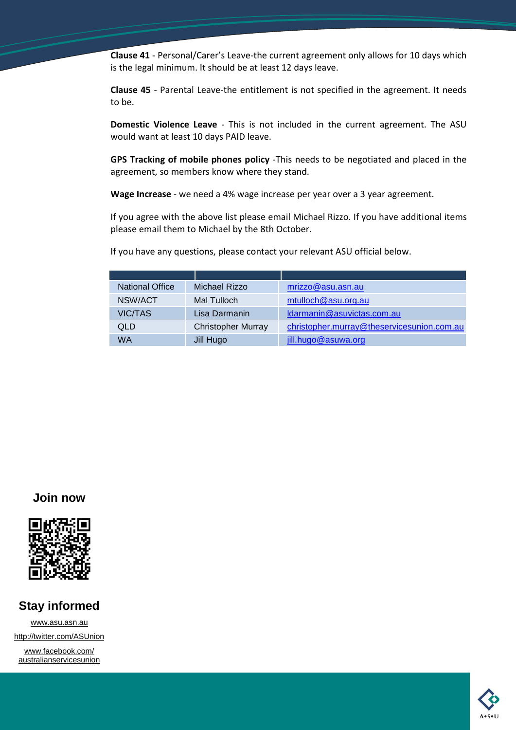**Clause 41** - Personal/Carer's Leave-the current agreement only allows for 10 days which is the legal minimum. It should be at least 12 days leave.

**Clause 45** - Parental Leave-the entitlement is not specified in the agreement. It needs to be.

**Domestic Violence Leave** - This is not included in the current agreement. The ASU would want at least 10 days PAID leave.

**GPS Tracking of mobile phones policy** -This needs to be negotiated and placed in the agreement, so members know where they stand.

**Wage Increase** - we need a 4% wage increase per year over a 3 year agreement.

If you agree with the above list please email Michael Rizzo. If you have additional items please email them to Michael by the 8th October.

If you have any questions, please contact your relevant ASU official below.

| | | |
|---|---|---|
| National Office | Michael Rizzo | mrizzo@asu.asn.au |
| NSW/ACT | Mal Tulloch | mtulloch@asu.org.au |
| VIC/TAS | Lisa Darmanin | ldarmanin@asuvictas.com.au |
| QLD | Christopher Murray | christopher.murray@theservicesunion.com.au |
| WA | Jill Hugo | jill.hugo@asuwa.org |

**Join now**

**Stay informed**

www.asu.asn.au

http://twitter.com/ASUnion

www.facebook.com/australianservicesunion